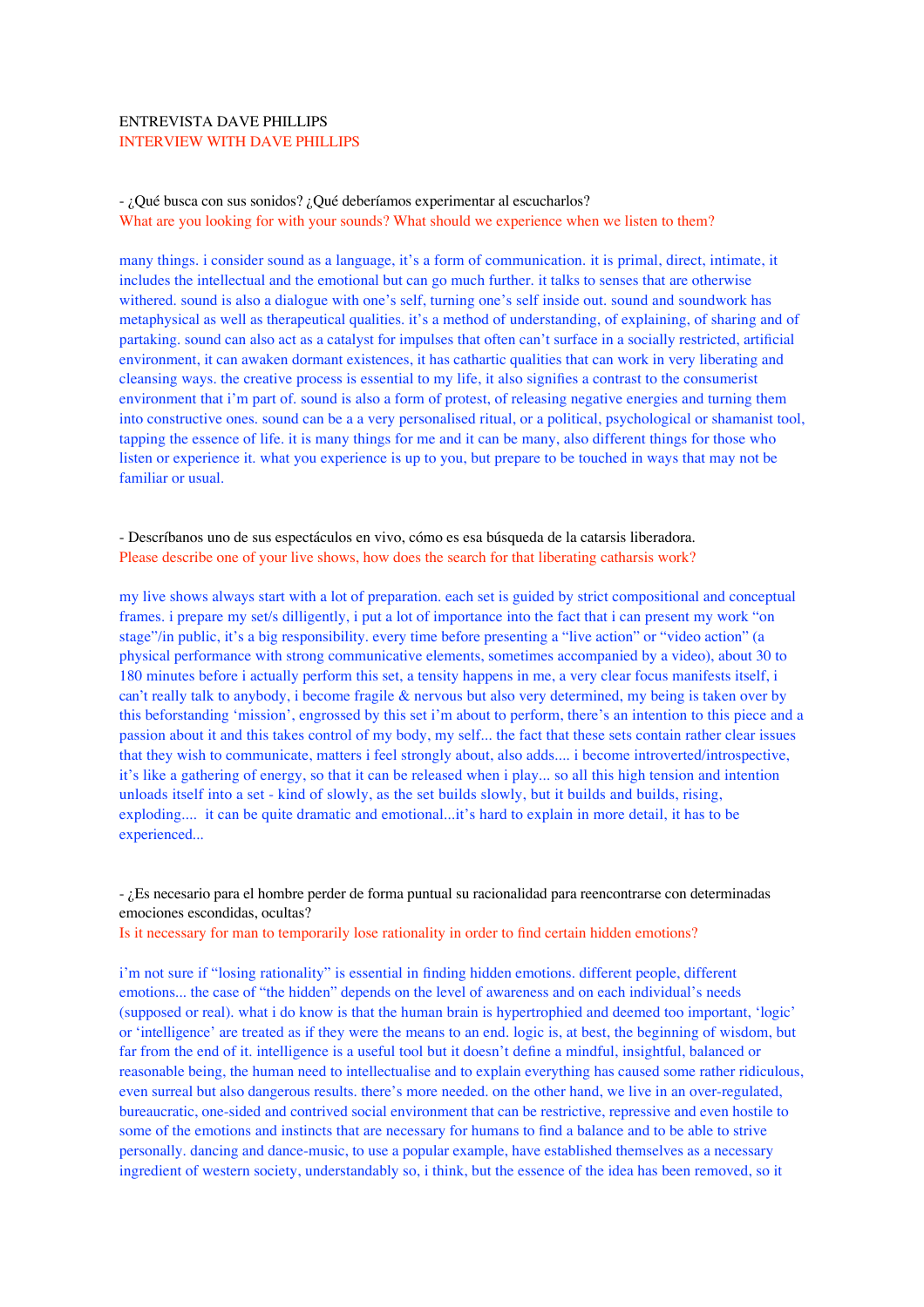ENTREVISTA DAVE PHILLIPS
INTERVIEW WITH DAVE PHILLIPS

- ¿Qué busca con sus sonidos? ¿Qué deberíamos experimentar al escucharlos?
What are you looking for with your sounds? What should we experience when we listen to them?

many things. i consider sound as a language, it's a form of communication. it is primal, direct, intimate, it includes the intellectual and the emotional but can go much further. it talks to senses that are otherwise withered. sound is also a dialogue with one's self, turning one's self inside out. sound and soundwork has metaphysical as well as therapeutical qualities. it's a method of understanding, of explaining, of sharing and of partaking. sound can also act as a catalyst for impulses that often can't surface in a socially restricted, artificial environment, it can awaken dormant existences, it has cathartic qualities that can work in very liberating and cleansing ways. the creative process is essential to my life, it also signifies a contrast to the consumerist environment that i'm part of. sound is also a form of protest, of releasing negative energies and turning them into constructive ones. sound can be a a very personalised ritual, or a political, psychological or shamanist tool, tapping the essence of life. it is many things for me and it can be many, also different things for those who listen or experience it. what you experience is up to you, but prepare to be touched in ways that may not be familiar or usual.

- Descríbanos uno de sus espectáculos en vivo, cómo es esa búsqueda de la catarsis liberadora.
Please describe one of your live shows, how does the search for that liberating catharsis work?

my live shows always start with a lot of preparation. each set is guided by strict compositional and conceptual frames. i prepare my set/s dilligently, i put a lot of importance into the fact that i can present my work "on stage"/in public, it's a big responsibility. every time before presenting a "live action" or "video action" (a physical performance with strong communicative elements, sometimes accompanied by a video), about 30 to 180 minutes before i actually perform this set, a tensity happens in me, a very clear focus manifests itself, i can't really talk to anybody, i become fragile & nervous but also very determined, my being is taken over by this beforstanding 'mission', engrossed by this set i'm about to perform, there's an intention to this piece and a passion about it and this takes control of my body, my self... the fact that these sets contain rather clear issues that they wish to communicate, matters i feel strongly about, also adds.... i become introverted/introspective, it's like a gathering of energy, so that it can be released when i play... so all this high tension and intention unloads itself into a set - kind of slowly, as the set builds slowly, but it builds and builds, rising, exploding.... it can be quite dramatic and emotional...it's hard to explain in more detail, it has to be experienced...

- ¿Es necesario para el hombre perder de forma puntual su racionalidad para reencontrarse con determinadas emociones escondidas, ocultas?
Is it necessary for man to temporarily lose rationality in order to find certain hidden emotions?

i'm not sure if "losing rationality" is essential in finding hidden emotions. different people, different emotions... the case of "the hidden" depends on the level of awareness and on each individual's needs (supposed or real). what i do know is that the human brain is hypertrophied and deemed too important, 'logic' or 'intelligence' are treated as if they were the means to an end. logic is, at best, the beginning of wisdom, but far from the end of it. intelligence is a useful tool but it doesn't define a mindful, insightful, balanced or reasonable being, the human need to intellectualise and to explain everything has caused some rather ridiculous, even surreal but also dangerous results. there's more needed. on the other hand, we live in an over-regulated, bureaucratic, one-sided and contrived social environment that can be restrictive, repressive and even hostile to some of the emotions and instincts that are necessary for humans to find a balance and to be able to strive personally. dancing and dance-music, to use a popular example, have established themselves as a necessary ingredient of western society, understandably so, i think, but the essence of the idea has been removed, so it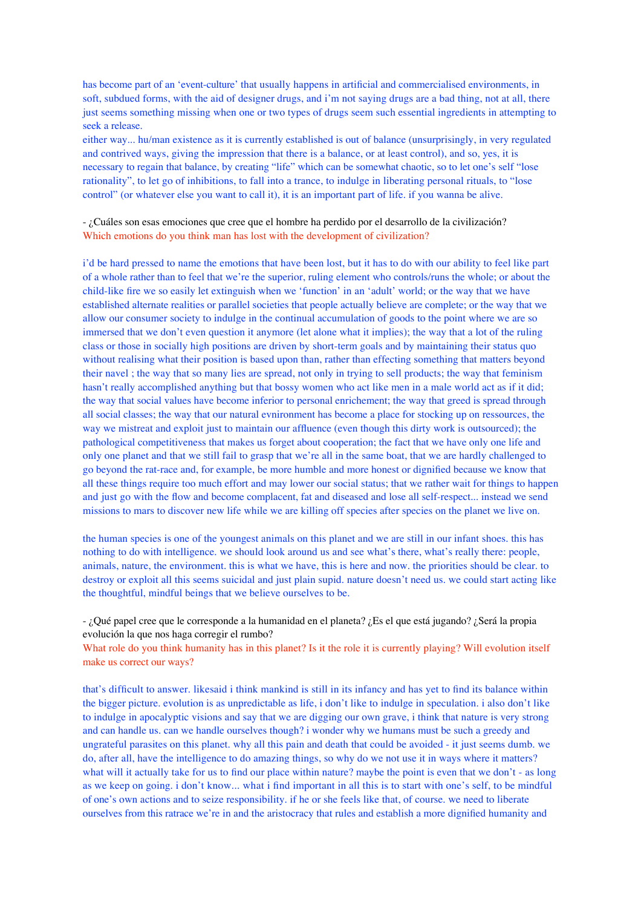has become part of an 'event-culture' that usually happens in artificial and commercialised environments, in soft, subdued forms, with the aid of designer drugs, and i'm not saying drugs are a bad thing, not at all, there just seems something missing when one or two types of drugs seem such essential ingredients in attempting to seek a release.
either way... hu/man existence as it is currently established is out of balance (unsurprisingly, in very regulated and contrived ways, giving the impression that there is a balance, or at least control), and so, yes, it is necessary to regain that balance, by creating "life" which can be somewhat chaotic, so to let one's self "lose rationality", to let go of inhibitions, to fall into a trance, to indulge in liberating personal rituals, to "lose control" (or whatever else you want to call it), it is an important part of life. if you wanna be alive.

- ¿Cuáles son esas emociones que cree que el hombre ha perdido por el desarrollo de la civilización?
Which emotions do you think man has lost with the development of civilization?

i'd be hard pressed to name the emotions that have been lost, but it has to do with our ability to feel like part of a whole rather than to feel that we're the superior, ruling element who controls/runs the whole; or about the child-like fire we so easily let extinguish when we 'function' in an 'adult' world; or the way that we have established alternate realities or parallel societies that people actually believe are complete; or the way that we allow our consumer society to indulge in the continual accumulation of goods to the point where we are so immersed that we don't even question it anymore (let alone what it implies); the way that a lot of the ruling class or those in socially high positions are driven by short-term goals and by maintaining their status quo without realising what their position is based upon than, rather than effecting something that matters beyond their navel ; the way that so many lies are spread, not only in trying to sell products; the way that feminism hasn't really accomplished anything but that bossy women who act like men in a male world act as if it did; the way that social values have become inferior to personal enrichement; the way that greed is spread through all social classes; the way that our natural evnironment has become a place for stocking up on ressources, the way we mistreat and exploit just to maintain our affluence (even though this dirty work is outsourced); the pathological competitiveness that makes us forget about cooperation; the fact that we have only one life and only one planet and that we still fail to grasp that we're all in the same boat, that we are hardly challenged to go beyond the rat-race and, for example, be more humble and more honest or dignified because we know that all these things require too much effort and may lower our social status; that we rather wait for things to happen and just go with the flow and become complacent, fat and diseased and lose all self-respect... instead we send missions to mars to discover new life while we are killing off species after species on the planet we live on.

the human species is one of the youngest animals on this planet and we are still in our infant shoes. this has nothing to do with intelligence. we should look around us and see what's there, what's really there: people, animals, nature, the environment. this is what we have, this is here and now. the priorities should be clear. to destroy or exploit all this seems suicidal and just plain supid. nature doesn't need us. we could start acting like the thoughtful, mindful beings that we believe ourselves to be.

- ¿Qué papel cree que le corresponde a la humanidad en el planeta? ¿Es el que está jugando? ¿Será la propia evolución la que nos haga corregir el rumbo?
What role do you think humanity has in this planet? Is it the role it is currently playing? Will evolution itself make us correct our ways?

that's difficult to answer. likesaid i think mankind is still in its infancy and has yet to find its balance within the bigger picture. evolution is as unpredictable as life, i don't like to indulge in speculation. i also don't like to indulge in apocalyptic visions and say that we are digging our own grave, i think that nature is very strong and can handle us. can we handle ourselves though? i wonder why we humans must be such a greedy and ungrateful parasites on this planet. why all this pain and death that could be avoided - it just seems dumb. we do, after all, have the intelligence to do amazing things, so why do we not use it in ways where it matters? what will it actually take for us to find our place within nature? maybe the point is even that we don't - as long as we keep on going. i don't know... what i find important in all this is to start with one's self, to be mindful of one's own actions and to seize responsibility. if he or she feels like that, of course. we need to liberate ourselves from this ratrace we're in and the aristocracy that rules and establish a more dignified humanity and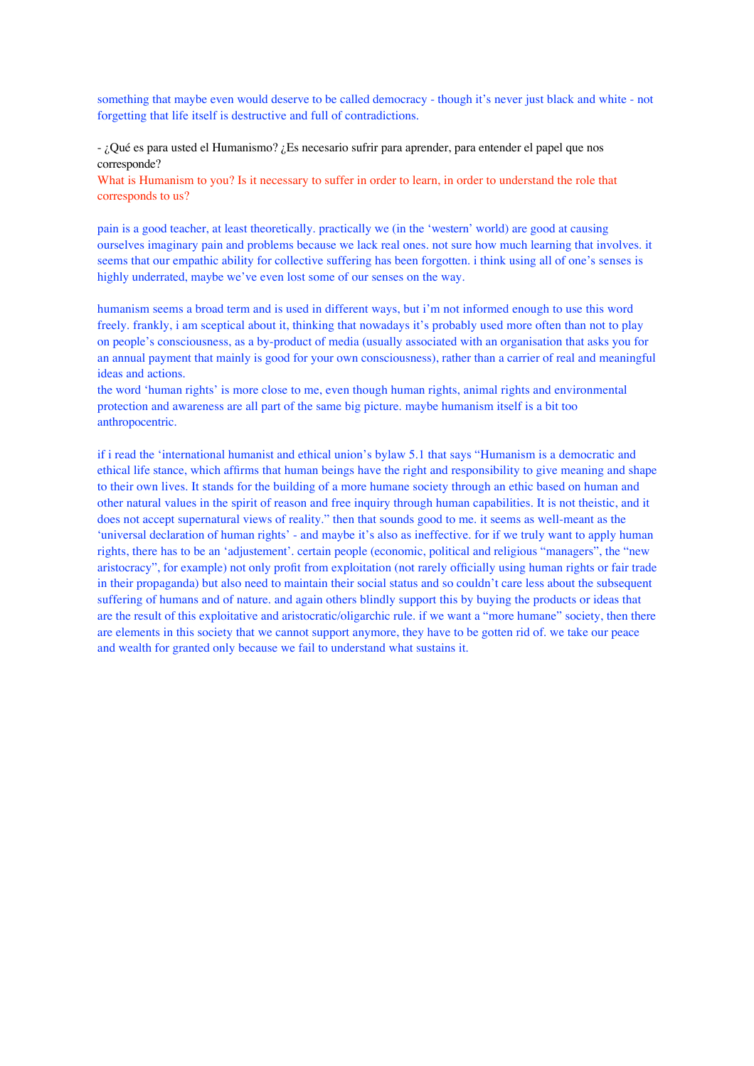something that maybe even would deserve to be called democracy - though it's never just black and white - not forgetting that life itself is destructive and full of contradictions.

- ¿Qué es para usted el Humanismo? ¿Es necesario sufrir para aprender, para entender el papel que nos corresponde?

What is Humanism to you? Is it necessary to suffer in order to learn, in order to understand the role that corresponds to us?

pain is a good teacher, at least theoretically. practically we (in the 'western' world) are good at causing ourselves imaginary pain and problems because we lack real ones. not sure how much learning that involves. it seems that our empathic ability for collective suffering has been forgotten. i think using all of one's senses is highly underrated, maybe we've even lost some of our senses on the way.

humanism seems a broad term and is used in different ways, but i'm not informed enough to use this word freely. frankly, i am sceptical about it, thinking that nowadays it's probably used more often than not to play on people's consciousness, as a by-product of media (usually associated with an organisation that asks you for an annual payment that mainly is good for your own consciousness), rather than a carrier of real and meaningful ideas and actions.
the word 'human rights' is more close to me, even though human rights, animal rights and environmental protection and awareness are all part of the same big picture. maybe humanism itself is a bit too anthropocentric.

if i read the 'international humanist and ethical union's bylaw 5.1 that says "Humanism is a democratic and ethical life stance, which affirms that human beings have the right and responsibility to give meaning and shape to their own lives. It stands for the building of a more humane society through an ethic based on human and other natural values in the spirit of reason and free inquiry through human capabilities. It is not theistic, and it does not accept supernatural views of reality." then that sounds good to me. it seems as well-meant as the 'universal declaration of human rights' - and maybe it's also as ineffective. for if we truly want to apply human rights, there has to be an 'adjustement'. certain people (economic, political and religious "managers", the "new aristocracy", for example) not only profit from exploitation (not rarely officially using human rights or fair trade in their propaganda) but also need to maintain their social status and so couldn't care less about the subsequent suffering of humans and of nature. and again others blindly support this by buying the products or ideas that are the result of this exploitative and aristocratic/oligarchic rule. if we want a "more humane" society, then there are elements in this society that we cannot support anymore, they have to be gotten rid of. we take our peace and wealth for granted only because we fail to understand what sustains it.